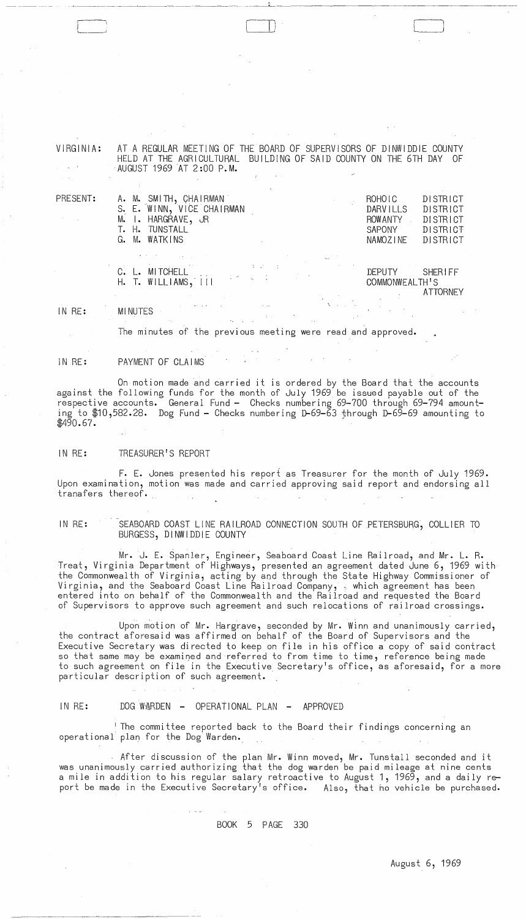VIRGINIA: AT A REGULAR MEETING OF THE BOARD OF SUPERVISORS OF DINWIDDIE COUNTY HELD AT THE AGRICULTURAL BUILDING OF SAID COUNTY ON THE 6TH DAY OF AUGUST 1969 AT 2:00 P.M.

| PRESENT: | | |
|---|---|---|
| | A. M. SMITH, CHAIRMAN | ROHOIC DISTRICT |
| | S. E. WINN, VICE CHAIRMAN | DARVILLS DISTRICT |
| | M. I. HARGRAVE, JR | ROWANTY DISTRICT |
| | T. H. TUNSTALL | SAPONY DISTRICT |
| | G. M. WATKINS | NAMOZINE DISTRICT |
| | C. L. MITCHELL | DEPUTY SHERIFF |
| | H. T. WILLIAMS, III | COMMONWEALTH'S ATTORNEY |

IN RE: MINUTES

The minutes of the previous meeting were read and approved.

IN RE: PAYMENT OF CLAIMS

On motion made and carried it is ordered by the Board that the accounts against the following funds for the month of July 1969 be issued payable out of the respective accounts. General Fund - Checks numbering 69-700 through 69-794 amounting to $10,582.28. Dog Fund - Checks numbering D-69-63 through D-69-69 amounting to $490.67.

IN RE: TREASURER'S REPORT

F. E. Jones presented his report as Treasurer for the month of July 1969. Upon examination, motion was made and carried approving said report and endorsing all tranafers thereof.

IN RE: SEABOARD COAST LINE RAILROAD CONNECTION SOUTH OF PETERSBURG, COLLIER TO BURGESS, DINWIDDIE COUNTY

Mr. J. E. Spanler, Engineer, Seaboard Coast Line Railroad, and Mr. L. R. Treat, Virginia Department of Highways, presented an agreement dated June 6, 1969 with the Commonwealth of Virginia, acting by and through the State Highway Commissioner of Virginia, and the Seaboard Coast Line Railroad Company, which agreement has been entered into on behalf of the Commonwealth and the Railroad and requested the Board of Supervisors to approve such agreement and such relocations of railroad crossings.

Upon motion of Mr. Hargrave, seconded by Mr. Winn and unanimously carried, the contract aforesaid was affirmed on behalf of the Board of Supervisors and the Executive Secretary was directed to keep on file in his office a copy of said contract so that same may be examined and referred to from time to time, reference being made to such agreement on file in the Executive Secretary's office, as aforesaid, for a more particular description of such agreement.

IN RE: DOG WARDEN - OPERATIONAL PLAN - APPROVED

The committee reported back to the Board their findings concerning an operational plan for the Dog Warden.

After discussion of the plan Mr. Winn moved, Mr. Tunstall seconded and it was unanimously carried authorizing that the dog warden be paid mileage at nine cents a mile in addition to his regular salary retroactive to August 1, 1969, and a daily report be made in the Executive Secretary's office. Also, that no vehicle be purchased.

BOOK 5 PAGE 330

August 6, 1969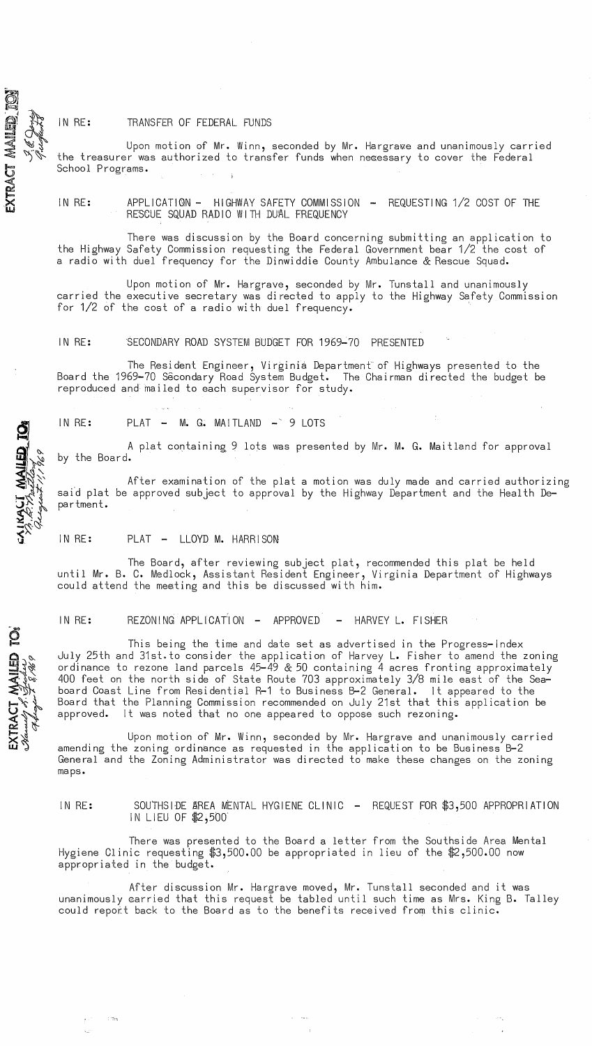IN RE: TRANSFER OF FEDERAL FUNDS

Upon motion of Mr. Winn, seconded by Mr. Hargrave and unanimously carried the treasurer was authorized to transfer funds when necessary to cover the Federal School Programs.

IN RE: APPLICATION - HIGHWAY SAFETY COMMISSION - REQUESTING 1/2 COST OF THE RESCUE SQUAD RADIO WITH DUAL FREQUENCY

There was discussion by the Board concerning submitting an application to the Highway Safety Commission requesting the Federal Government bear 1/2 the cost of a radio with duel frequency for the Dinwiddie County Ambulance & Rescue Squad.

Upon motion of Mr. Hargrave, seconded by Mr. Tunstall and unanimously carried the executive secretary was directed to apply to the Highway Safety Commission for 1/2 of the cost of a radio with duel frequency.

IN RE: SECONDARY ROAD SYSTEM BUDGET FOR 1969-70 PRESENTED

The Resident Engineer, Virginia Department of Highways presented to the Board the 1969-70 Secondary Road System Budget. The Chairman directed the budget be reproduced and mailed to each supervisor for study.

IN RE: PLAT - M. G. MAITLAND - 9 LOTS

A plat containing 9 lots was presented by Mr. M. G. Maitland for approval by the Board.

After examination of the plat a motion was duly made and carried authorizing said plat be approved subject to approval by the Highway Department and the Health Department.

IN RE: PLAT - LLOYD M. HARRISON

The Board, after reviewing subject plat, recommended this plat be held until Mr. B. C. Medlock, Assistant Resident Engineer, Virginia Department of Highways could attend the meeting and this be discussed with him.

IN RE: REZONING APPLICATION - APPROVED - HARVEY L. FISHER

This being the time and date set as advertised in the Progress-Index July 25th and 31st to consider the application of Harvey L. Fisher to amend the zoning ordinance to rezone land parcels 45-49 & 50 containing 4 acres fronting approximately 400 feet on the north side of State Route 703 approximately 3/8 mile east of the Seaboard Coast Line from Residential R-1 to Business B-2 General. It appeared to the Board that the Planning Commission recommended on July 21st that this application be approved. It was noted that no one appeared to oppose such rezoning.

Upon motion of Mr. Winn, seconded by Mr. Hargrave and unanimously carried amending the zoning ordinance as requested in the application to be Business B-2 General and the Zoning Administrator was directed to make these changes on the zoning maps.

IN RE: SOUTHSIDE AREA MENTAL HYGIENE CLINIC - REQUEST FOR $3,500 APPROPRIATION IN LIEU OF $2,500

There was presented to the Board a letter from the Southside Area Mental Hygiene Clinic requesting $3,500.00 be appropriated in lieu of the $2,500.00 now appropriated in the budget.

After discussion Mr. Hargrave moved, Mr. Tunstall seconded and it was unanimously carried that this request be tabled until such time as Mrs. King B. Talley could report back to the Board as to the benefits received from this clinic.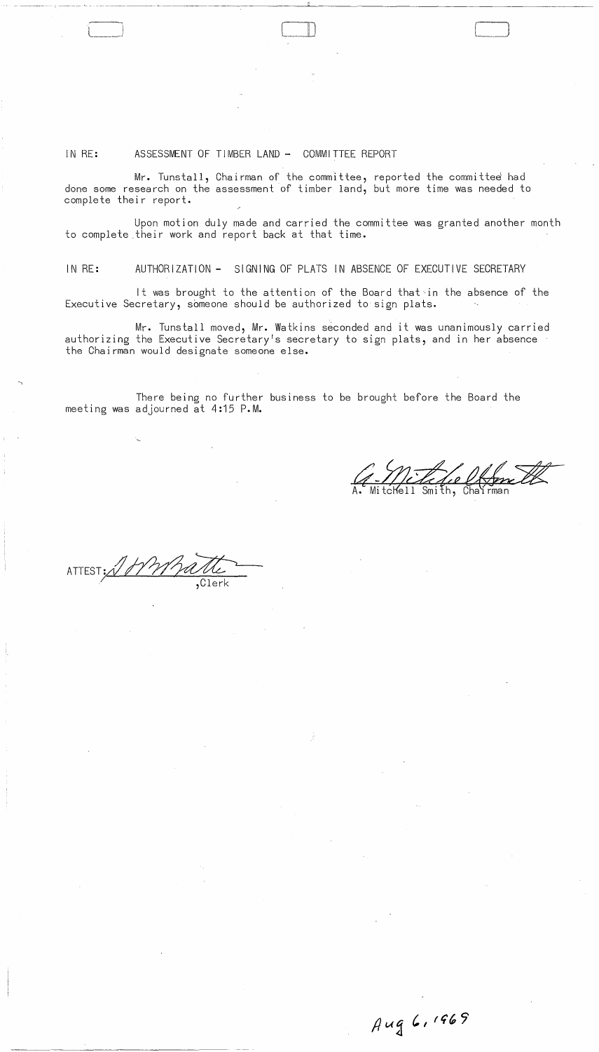IN RE: ASSESSMENT OF TIMBER LAND - COMMITTEE REPORT

Mr. Tunstall, Chairman of the committee, reported the committee had done some research on the assessment of timber land, but more time was needed to complete their report.

Upon motion duly made and carried the committee was granted another month to complete their work and report back at that time.

IN RE: AUTHORIZATION - SIGNING OF PLATS IN ABSENCE OF EXECUTIVE SECRETARY

It was brought to the attention of the Board that in the absence of the Executive Secretary, someone should be authorized to sign plats.

Mr. Tunstall moved, Mr. Watkins seconded and it was unanimously carried authorizing the Executive Secretary's secretary to sign plats, and in her absence the Chairman would designate someone else.

There being no further business to be brought before the Board the meeting was adjourned at 4:15 P.M.

A. Mitchell Smith, Chairman

ATTEST: ,Clerk

Aug 6, 1969